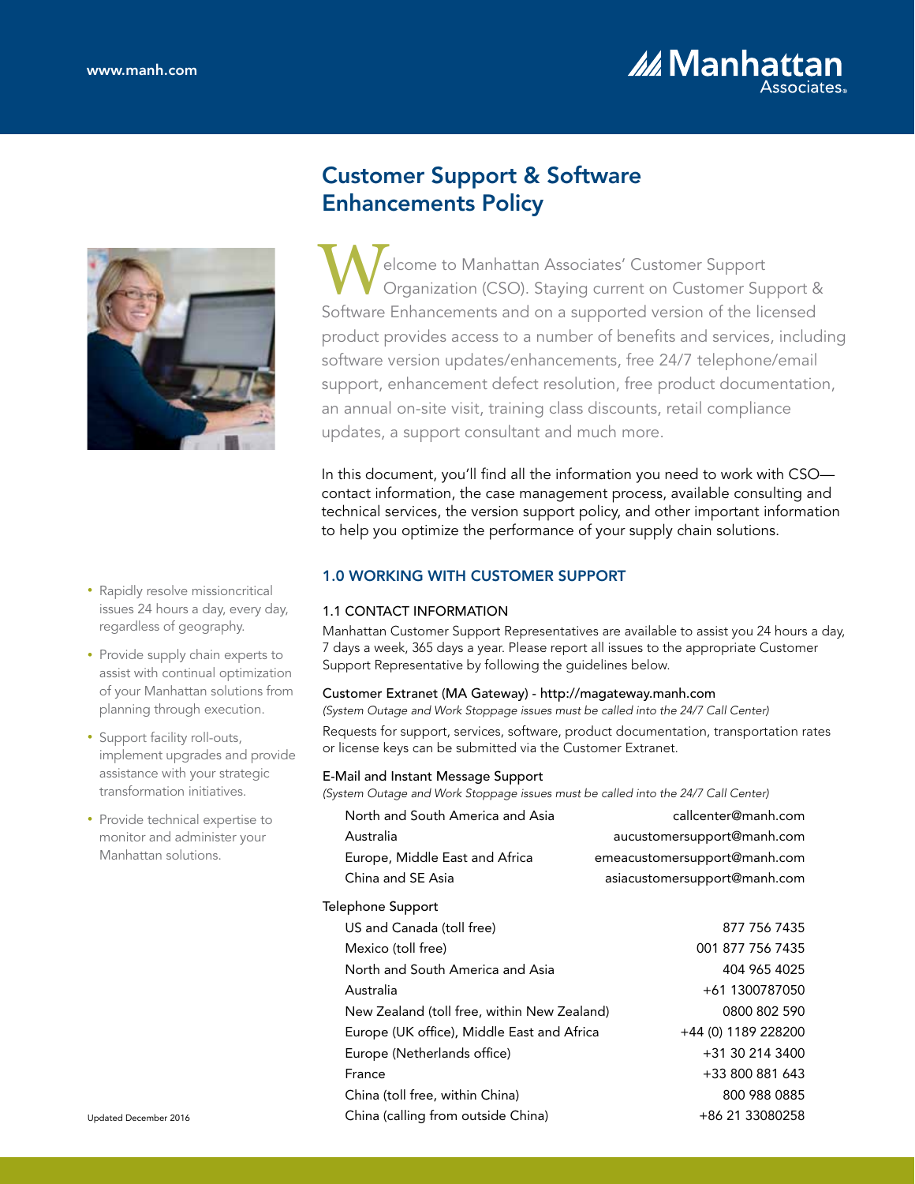www.manh.com

# Customer Support & Software Enhancements Policy

Welcome to Manhattan Associates' Customer Support Organization (CSO). Staying current on Customer Support & Software Enhancements and on a supported version of the licensed product provides access to a number of benefits and services, including software version updates/enhancements, free 24/7 telephone/email support, enhancement defect resolution, free product documentation, an annual on-site visit, training class discounts, retail compliance updates, a support consultant and much more.

In this document, you'll find all the information you need to work with CSO—contact information, the case management process, available consulting and technical services, the version support policy, and other important information to help you optimize the performance of your supply chain solutions.

- Rapidly resolve missioncritical issues 24 hours a day, every day, regardless of geography.
- Provide supply chain experts to assist with continual optimization of your Manhattan solutions from planning through execution.
- Support facility roll-outs, implement upgrades and provide assistance with your strategic transformation initiatives.
- Provide technical expertise to monitor and administer your Manhattan solutions.

## 1.0 WORKING WITH CUSTOMER SUPPORT

### 1.1 CONTACT INFORMATION

Manhattan Customer Support Representatives are available to assist you 24 hours a day, 7 days a week, 365 days a year. Please report all issues to the appropriate Customer Support Representative by following the guidelines below.

**Customer Extranet (MA Gateway) - http://magateway.manh.com**

*(System Outage and Work Stoppage issues must be called into the 24/7 Call Center)*

Requests for support, services, software, product documentation, transportation rates or license keys can be submitted via the Customer Extranet.

**E-Mail and Instant Message Support**

*(System Outage and Work Stoppage issues must be called into the 24/7 Call Center)*

| Region | E-Mail |
|---|---|
| North and South America and Asia | callcenter@manh.com |
| Australia | aucustomersupport@manh.com |
| Europe, Middle East and Africa | emeacustomersupport@manh.com |
| China and SE Asia | asiacustomersupport@manh.com |

**Telephone Support**

| Region | Telephone |
|---|---|
| US and Canada (toll free) | 877 756 7435 |
| Mexico (toll free) | 001 877 756 7435 |
| North and South America and Asia | 404 965 4025 |
| Australia | +61 1300787050 |
| New Zealand (toll free, within New Zealand) | 0800 802 590 |
| Europe (UK office), Middle East and Africa | +44 (0) 1189 228200 |
| Europe (Netherlands office) | +31 30 214 3400 |
| France | +33 800 881 643 |
| China (toll free, within China) | 800 988 0885 |
| China (calling from outside China) | +86 21 33080258 |

Updated December 2016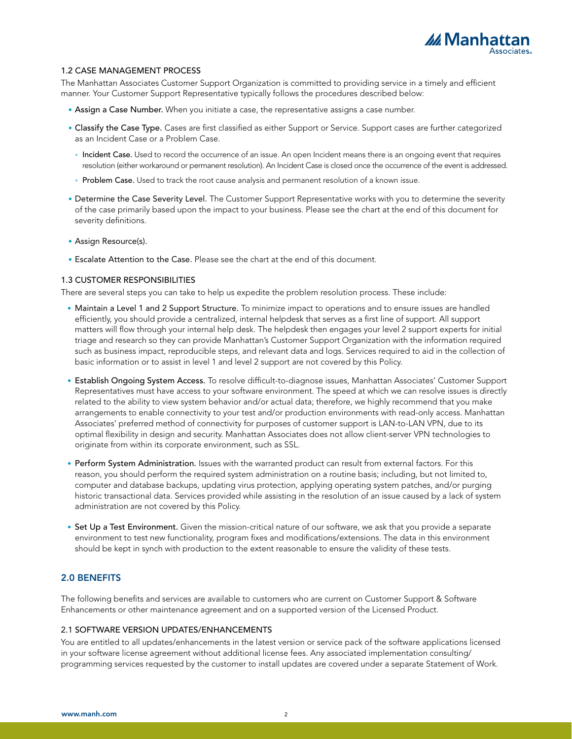### 1.2 CASE MANAGEMENT PROCESS

The Manhattan Associates Customer Support Organization is committed to providing service in a timely and efficient manner. Your Customer Support Representative typically follows the procedures described below:

- **Assign a Case Number.** When you initiate a case, the representative assigns a case number.
- **Classify the Case Type.** Cases are first classified as either Support or Service. Support cases are further categorized as an Incident Case or a Problem Case.
  - **Incident Case.** Used to record the occurrence of an issue. An open Incident means there is an ongoing event that requires resolution (either workaround or permanent resolution). An Incident Case is closed once the occurrence of the event is addressed.
  - **Problem Case.** Used to track the root cause analysis and permanent resolution of a known issue.
- **Determine the Case Severity Level.** The Customer Support Representative works with you to determine the severity of the case primarily based upon the impact to your business. Please see the chart at the end of this document for severity definitions.
- **Assign Resource(s).**
- **Escalate Attention to the Case.** Please see the chart at the end of this document.

### 1.3 CUSTOMER RESPONSIBILITIES

There are several steps you can take to help us expedite the problem resolution process. These include:

- **Maintain a Level 1 and 2 Support Structure.** To minimize impact to operations and to ensure issues are handled efficiently, you should provide a centralized, internal helpdesk that serves as a first line of support. All support matters will flow through your internal help desk. The helpdesk then engages your level 2 support experts for initial triage and research so they can provide Manhattan's Customer Support Organization with the information required such as business impact, reproducible steps, and relevant data and logs. Services required to aid in the collection of basic information or to assist in level 1 and level 2 support are not covered by this Policy.
- **Establish Ongoing System Access.** To resolve difficult-to-diagnose issues, Manhattan Associates' Customer Support Representatives must have access to your software environment. The speed at which we can resolve issues is directly related to the ability to view system behavior and/or actual data; therefore, we highly recommend that you make arrangements to enable connectivity to your test and/or production environments with read-only access. Manhattan Associates' preferred method of connectivity for purposes of customer support is LAN-to-LAN VPN, due to its optimal flexibility in design and security. Manhattan Associates does not allow client-server VPN technologies to originate from within its corporate environment, such as SSL.
- **Perform System Administration.** Issues with the warranted product can result from external factors. For this reason, you should perform the required system administration on a routine basis; including, but not limited to, computer and database backups, updating virus protection, applying operating system patches, and/or purging historic transactional data. Services provided while assisting in the resolution of an issue caused by a lack of system administration are not covered by this Policy.
- **Set Up a Test Environment.** Given the mission-critical nature of our software, we ask that you provide a separate environment to test new functionality, program fixes and modifications/extensions. The data in this environment should be kept in synch with production to the extent reasonable to ensure the validity of these tests.

## 2.0 BENEFITS

The following benefits and services are available to customers who are current on Customer Support & Software Enhancements or other maintenance agreement and on a supported version of the Licensed Product.

### 2.1 SOFTWARE VERSION UPDATES/ENHANCEMENTS

You are entitled to all updates/enhancements in the latest version or service pack of the software applications licensed in your software license agreement without additional license fees. Any associated implementation consulting/programming services requested by the customer to install updates are covered under a separate Statement of Work.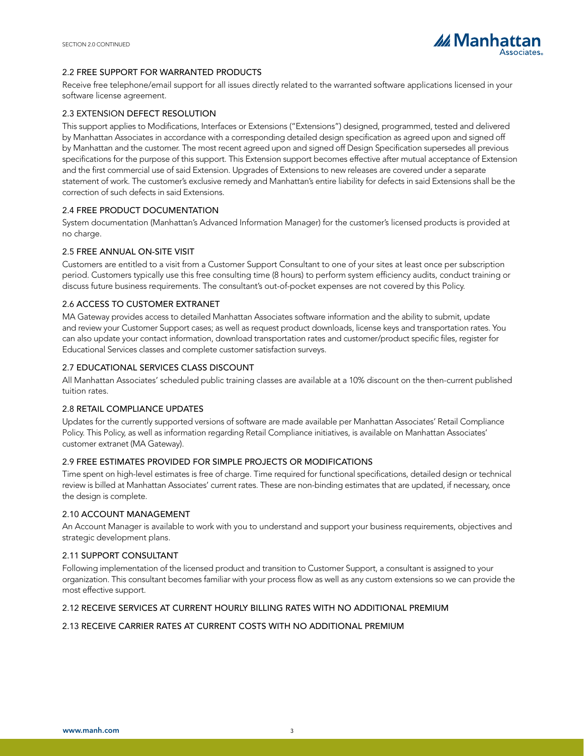SECTION 2.0 CONTINUED

### 2.2 FREE SUPPORT FOR WARRANTED PRODUCTS

Receive free telephone/email support for all issues directly related to the warranted software applications licensed in your software license agreement.

### 2.3 EXTENSION DEFECT RESOLUTION

This support applies to Modifications, Interfaces or Extensions ("Extensions") designed, programmed, tested and delivered by Manhattan Associates in accordance with a corresponding detailed design specification as agreed upon and signed off by Manhattan and the customer. The most recent agreed upon and signed off Design Specification supersedes all previous specifications for the purpose of this support. This Extension support becomes effective after mutual acceptance of Extension and the first commercial use of said Extension. Upgrades of Extensions to new releases are covered under a separate statement of work. The customer's exclusive remedy and Manhattan's entire liability for defects in said Extensions shall be the correction of such defects in said Extensions.

### 2.4 FREE PRODUCT DOCUMENTATION

System documentation (Manhattan's Advanced Information Manager) for the customer's licensed products is provided at no charge.

### 2.5 FREE ANNUAL ON-SITE VISIT

Customers are entitled to a visit from a Customer Support Consultant to one of your sites at least once per subscription period. Customers typically use this free consulting time (8 hours) to perform system efficiency audits, conduct training or discuss future business requirements. The consultant's out-of-pocket expenses are not covered by this Policy.

### 2.6 ACCESS TO CUSTOMER EXTRANET

MA Gateway provides access to detailed Manhattan Associates software information and the ability to submit, update and review your Customer Support cases; as well as request product downloads, license keys and transportation rates. You can also update your contact information, download transportation rates and customer/product specific files, register for Educational Services classes and complete customer satisfaction surveys.

### 2.7 EDUCATIONAL SERVICES CLASS DISCOUNT

All Manhattan Associates' scheduled public training classes are available at a 10% discount on the then-current published tuition rates.

### 2.8 RETAIL COMPLIANCE UPDATES

Updates for the currently supported versions of software are made available per Manhattan Associates' Retail Compliance Policy. This Policy, as well as information regarding Retail Compliance initiatives, is available on Manhattan Associates' customer extranet (MA Gateway).

### 2.9 FREE ESTIMATES PROVIDED FOR SIMPLE PROJECTS OR MODIFICATIONS

Time spent on high-level estimates is free of charge. Time required for functional specifications, detailed design or technical review is billed at Manhattan Associates' current rates. These are non-binding estimates that are updated, if necessary, once the design is complete.

### 2.10 ACCOUNT MANAGEMENT

An Account Manager is available to work with you to understand and support your business requirements, objectives and strategic development plans.

### 2.11 SUPPORT CONSULTANT

Following implementation of the licensed product and transition to Customer Support, a consultant is assigned to your organization. This consultant becomes familiar with your process flow as well as any custom extensions so we can provide the most effective support.

### 2.12 RECEIVE SERVICES AT CURRENT HOURLY BILLING RATES WITH NO ADDITIONAL PREMIUM

### 2.13 RECEIVE CARRIER RATES AT CURRENT COSTS WITH NO ADDITIONAL PREMIUM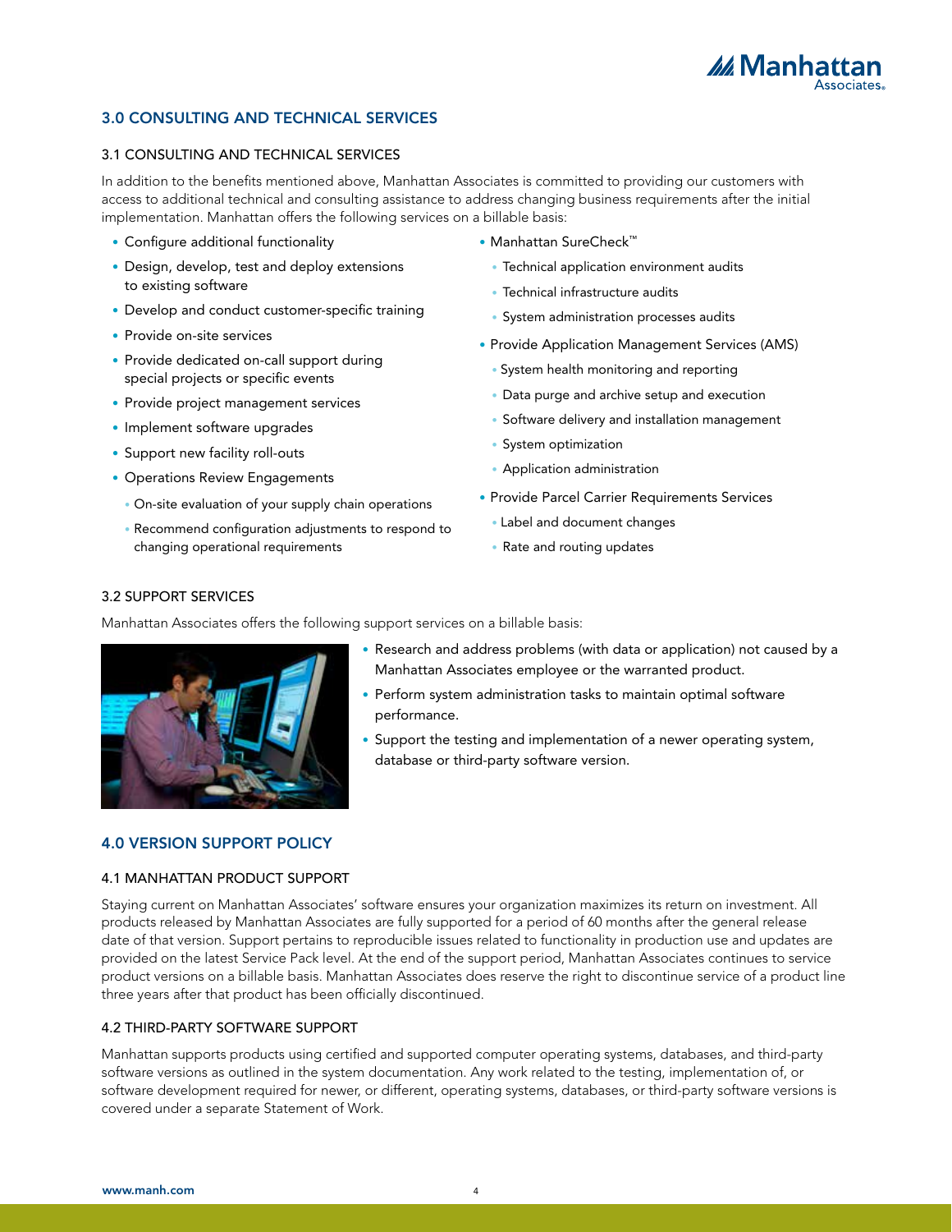## 3.0 CONSULTING AND TECHNICAL SERVICES

### 3.1 CONSULTING AND TECHNICAL SERVICES

In addition to the benefits mentioned above, Manhattan Associates is committed to providing our customers with access to additional technical and consulting assistance to address changing business requirements after the initial implementation. Manhattan offers the following services on a billable basis:

- Configure additional functionality
- Design, develop, test and deploy extensions to existing software
- Develop and conduct customer-specific training
- Provide on-site services
- Provide dedicated on-call support during special projects or specific events
- Provide project management services
- Implement software upgrades
- Support new facility roll-outs
- Operations Review Engagements
  - On-site evaluation of your supply chain operations
  - Recommend configuration adjustments to respond to changing operational requirements
- Manhattan SureCheck™
  - Technical application environment audits
  - Technical infrastructure audits
  - System administration processes audits
- Provide Application Management Services (AMS)
  - System health monitoring and reporting
  - Data purge and archive setup and execution
  - Software delivery and installation management
  - System optimization
  - Application administration
- Provide Parcel Carrier Requirements Services
  - Label and document changes
  - Rate and routing updates

### 3.2 SUPPORT SERVICES

Manhattan Associates offers the following support services on a billable basis:

- Research and address problems (with data or application) not caused by a Manhattan Associates employee or the warranted product.
- Perform system administration tasks to maintain optimal software performance.
- Support the testing and implementation of a newer operating system, database or third-party software version.

## 4.0 VERSION SUPPORT POLICY

### 4.1 MANHATTAN PRODUCT SUPPORT

Staying current on Manhattan Associates' software ensures your organization maximizes its return on investment. All products released by Manhattan Associates are fully supported for a period of 60 months after the general release date of that version. Support pertains to reproducible issues related to functionality in production use and updates are provided on the latest Service Pack level. At the end of the support period, Manhattan Associates continues to service product versions on a billable basis. Manhattan Associates does reserve the right to discontinue service of a product line three years after that product has been officially discontinued.

### 4.2 THIRD-PARTY SOFTWARE SUPPORT

Manhattan supports products using certified and supported computer operating systems, databases, and third-party software versions as outlined in the system documentation. Any work related to the testing, implementation of, or software development required for newer, or different, operating systems, databases, or third-party software versions is covered under a separate Statement of Work.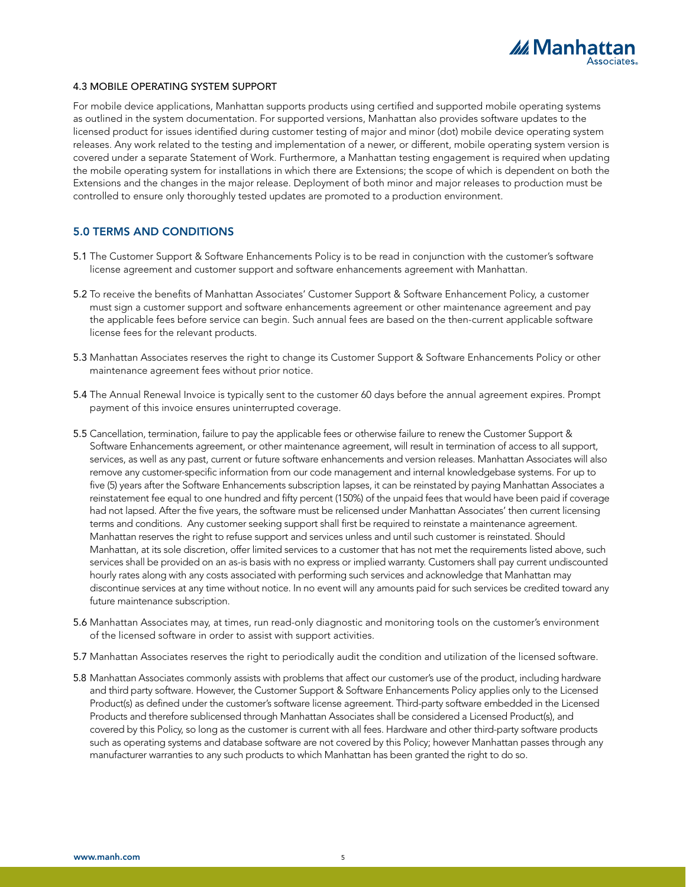### 4.3 MOBILE OPERATING SYSTEM SUPPORT

For mobile device applications, Manhattan supports products using certified and supported mobile operating systems as outlined in the system documentation. For supported versions, Manhattan also provides software updates to the licensed product for issues identified during customer testing of major and minor (dot) mobile device operating system releases. Any work related to the testing and implementation of a newer, or different, mobile operating system version is covered under a separate Statement of Work. Furthermore, a Manhattan testing engagement is required when updating the mobile operating system for installations in which there are Extensions; the scope of which is dependent on both the Extensions and the changes in the major release. Deployment of both minor and major releases to production must be controlled to ensure only thoroughly tested updates are promoted to a production environment.

## 5.0 TERMS AND CONDITIONS

5.1 The Customer Support & Software Enhancements Policy is to be read in conjunction with the customer's software license agreement and customer support and software enhancements agreement with Manhattan.

5.2 To receive the benefits of Manhattan Associates' Customer Support & Software Enhancement Policy, a customer must sign a customer support and software enhancements agreement or other maintenance agreement and pay the applicable fees before service can begin. Such annual fees are based on the then-current applicable software license fees for the relevant products.

5.3 Manhattan Associates reserves the right to change its Customer Support & Software Enhancements Policy or other maintenance agreement fees without prior notice.

5.4 The Annual Renewal Invoice is typically sent to the customer 60 days before the annual agreement expires. Prompt payment of this invoice ensures uninterrupted coverage.

5.5 Cancellation, termination, failure to pay the applicable fees or otherwise failure to renew the Customer Support & Software Enhancements agreement, or other maintenance agreement, will result in termination of access to all support, services, as well as any past, current or future software enhancements and version releases. Manhattan Associates will also remove any customer-specific information from our code management and internal knowledgebase systems. For up to five (5) years after the Software Enhancements subscription lapses, it can be reinstated by paying Manhattan Associates a reinstatement fee equal to one hundred and fifty percent (150%) of the unpaid fees that would have been paid if coverage had not lapsed. After the five years, the software must be relicensed under Manhattan Associates' then current licensing terms and conditions. Any customer seeking support shall first be required to reinstate a maintenance agreement. Manhattan reserves the right to refuse support and services unless and until such customer is reinstated. Should Manhattan, at its sole discretion, offer limited services to a customer that has not met the requirements listed above, such services shall be provided on an as-is basis with no express or implied warranty. Customers shall pay current undiscounted hourly rates along with any costs associated with performing such services and acknowledge that Manhattan may discontinue services at any time without notice. In no event will any amounts paid for such services be credited toward any future maintenance subscription.

5.6 Manhattan Associates may, at times, run read-only diagnostic and monitoring tools on the customer's environment of the licensed software in order to assist with support activities.

5.7 Manhattan Associates reserves the right to periodically audit the condition and utilization of the licensed software.

5.8 Manhattan Associates commonly assists with problems that affect our customer's use of the product, including hardware and third party software. However, the Customer Support & Software Enhancements Policy applies only to the Licensed Product(s) as defined under the customer's software license agreement. Third-party software embedded in the Licensed Products and therefore sublicensed through Manhattan Associates shall be considered a Licensed Product(s), and covered by this Policy, so long as the customer is current with all fees. Hardware and other third-party software products such as operating systems and database software are not covered by this Policy; however Manhattan passes through any manufacturer warranties to any such products to which Manhattan has been granted the right to do so.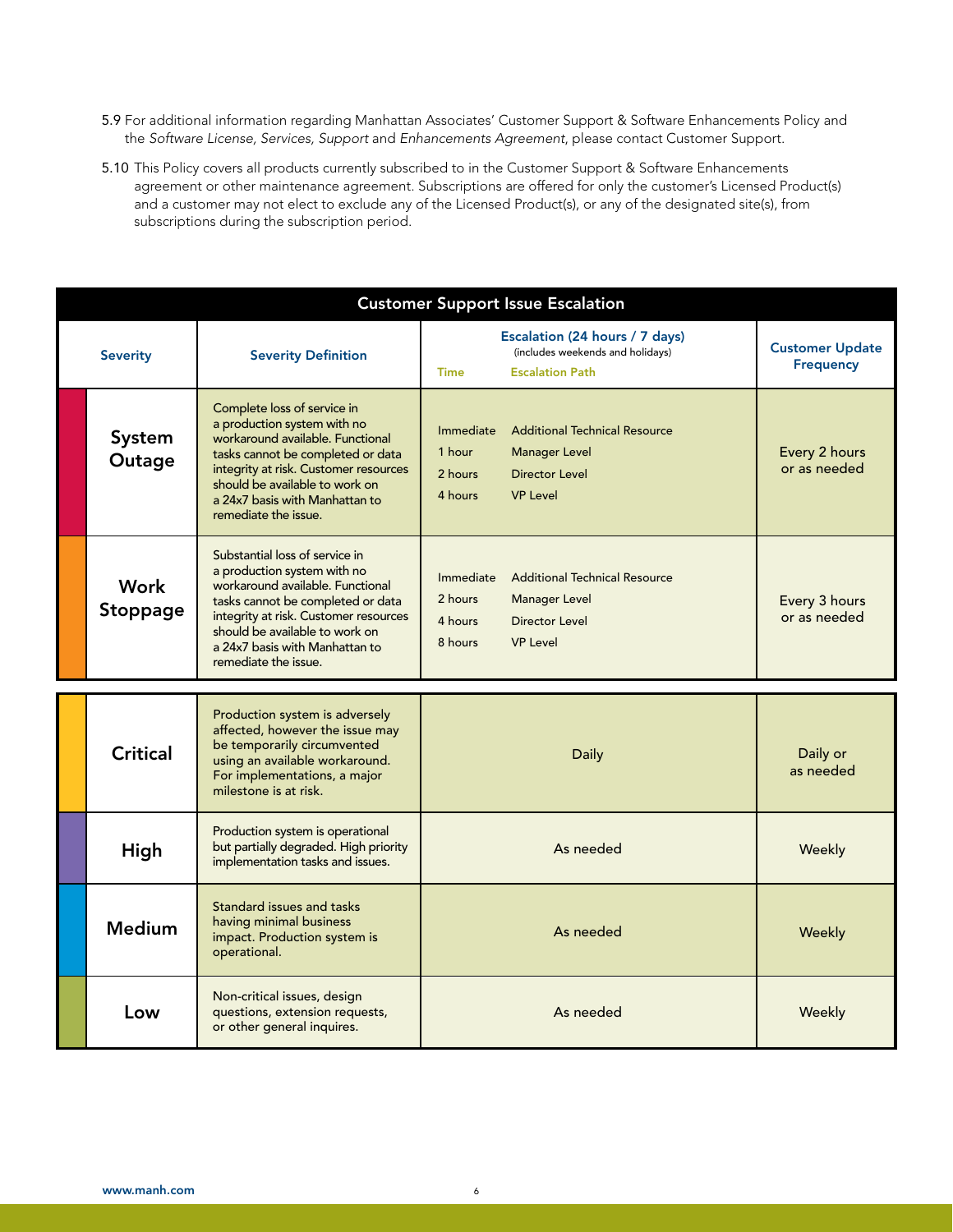5.9 For additional information regarding Manhattan Associates' Customer Support & Software Enhancements Policy and the *Software License, Services, Support* and *Enhancements Agreement*, please contact Customer Support.

5.10 This Policy covers all products currently subscribed to in the Customer Support & Software Enhancements agreement or other maintenance agreement. Subscriptions are offered for only the customer's Licensed Product(s) and a customer may not elect to exclude any of the Licensed Product(s), or any of the designated site(s), from subscriptions during the subscription period.

**Customer Support Issue Escalation**

| Severity | Severity Definition | Escalation (24 hours / 7 days) (includes weekends and holidays) — Time | Escalation Path | Customer Update Frequency |
|---|---|---|---|---|
| **System Outage** | Complete loss of service in a production system with no workaround available. Functional tasks cannot be completed or data integrity at risk. Customer resources should be available to work on a 24x7 basis with Manhattan to remediate the issue. | Immediate<br>1 hour<br>2 hours<br>4 hours | Additional Technical Resource<br>Manager Level<br>Director Level<br>VP Level | Every 2 hours or as needed |
| **Work Stoppage** | Substantial loss of service in a production system with no workaround available. Functional tasks cannot be completed or data integrity at risk. Customer resources should be available to work on a 24x7 basis with Manhattan to remediate the issue. | Immediate<br>2 hours<br>4 hours<br>8 hours | Additional Technical Resource<br>Manager Level<br>Director Level<br>VP Level | Every 3 hours or as needed |
| **Critical** | Production system is adversely affected, however the issue may be temporarily circumvented using an available workaround. For implementations, a major milestone is at risk. | Daily | | Daily or as needed |
| **High** | Production system is operational but partially degraded. High priority implementation tasks and issues. | As needed | | Weekly |
| **Medium** | Standard issues and tasks having minimal business impact. Production system is operational. | As needed | | Weekly |
| **Low** | Non-critical issues, design questions, extension requests, or other general inquires. | As needed | | Weekly |

www.manh.com